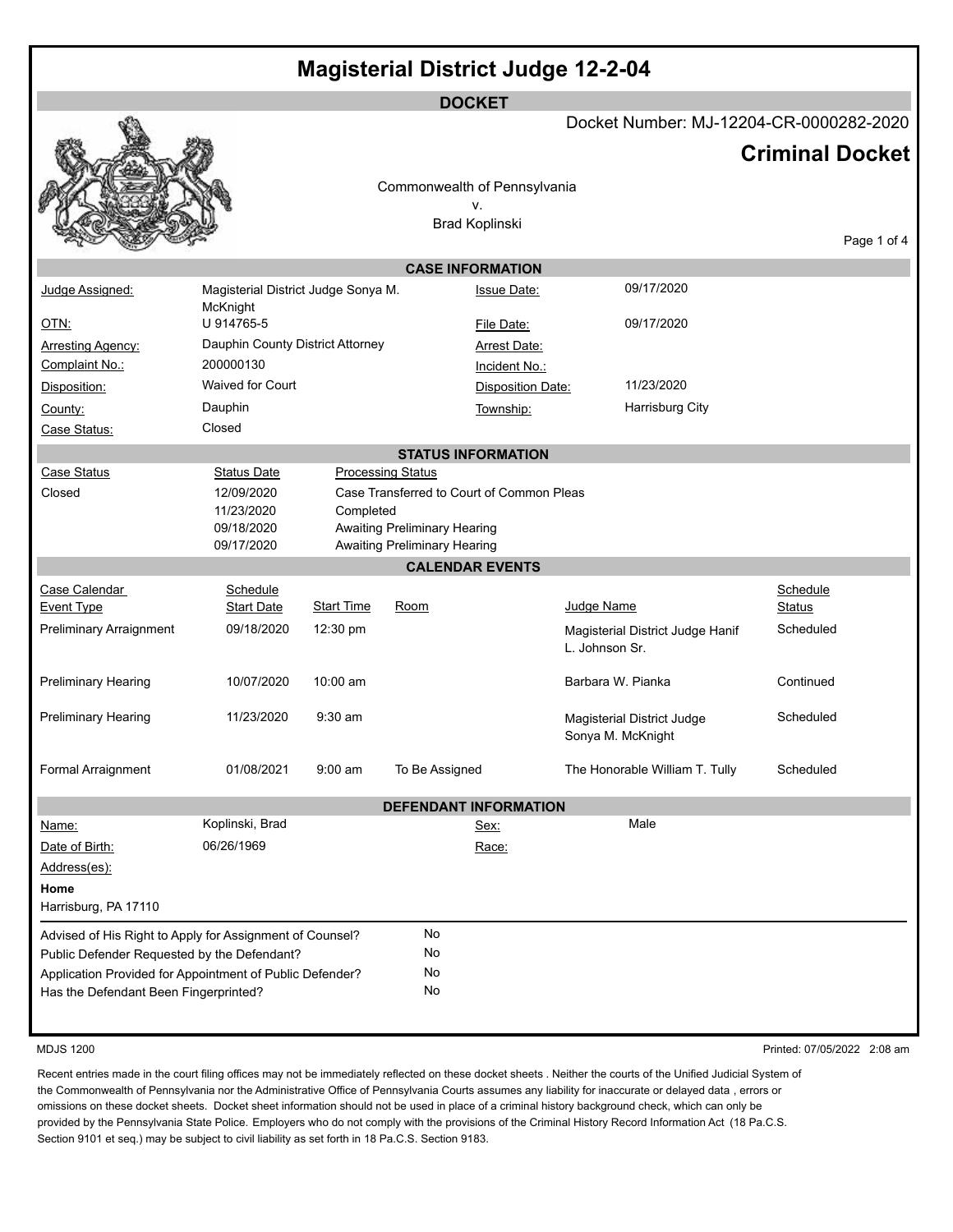# Magisterial District Judge 12-2-04

## DOCKET

Docket Number: MJ-12204-CR-0000282-2020

## Criminal Docket

Commonwealth of Pennsylvania
v.
Brad Koplinski

### CASE INFORMATION

| | | | |
|---|---|---|---|
| Judge Assigned: | Magisterial District Judge Sonya M. McKnight | Issue Date: | 09/17/2020 |
| OTN: | U 914765-5 | File Date: | 09/17/2020 |
| Arresting Agency: | Dauphin County District Attorney | Arrest Date: | |
| Complaint No.: | 200000130 | Incident No.: | |
| Disposition: | Waived for Court | Disposition Date: | 11/23/2020 |
| County: | Dauphin | Township: | Harrisburg City |
| Case Status: | Closed | | |

### STATUS INFORMATION

| Case Status | Status Date | Processing Status |
|---|---|---|
| Closed | 12/09/2020 | Case Transferred to Court of Common Pleas |
| | 11/23/2020 | Completed |
| | 09/18/2020 | Awaiting Preliminary Hearing |
| | 09/17/2020 | Awaiting Preliminary Hearing |

### CALENDAR EVENTS

| Case Calendar Event Type | Schedule Start Date | Start Time | Room | Judge Name | Schedule Status |
|---|---|---|---|---|---|
| Preliminary Arraignment | 09/18/2020 | 12:30 pm | | Magisterial District Judge Hanif L. Johnson Sr. | Scheduled |
| Preliminary Hearing | 10/07/2020 | 10:00 am | | Barbara W. Pianka | Continued |
| Preliminary Hearing | 11/23/2020 | 9:30 am | | Magisterial District Judge Sonya M. McKnight | Scheduled |
| Formal Arraignment | 01/08/2021 | 9:00 am | To Be Assigned | The Honorable William T. Tully | Scheduled |

### DEFENDANT INFORMATION

| | | | |
|---|---|---|---|
| Name: | Koplinski, Brad | Sex: | Male |
| Date of Birth: | 06/26/1969 | Race: | |
| Address(es): | | | |

**Home**
Harrisburg, PA 17110

| | |
|---|---|
| Advised of His Right to Apply for Assignment of Counsel? | No |
| Public Defender Requested by the Defendant? | No |
| Application Provided for Appointment of Public Defender? | No |
| Has the Defendant Been Fingerprinted? | No |

MDJS 1200 Printed: 07/05/2022 2:08 am

Recent entries made in the court filing offices may not be immediately reflected on these docket sheets . Neither the courts of the Unified Judicial System of the Commonwealth of Pennsylvania nor the Administrative Office of Pennsylvania Courts assumes any liability for inaccurate or delayed data , errors or omissions on these docket sheets. Docket sheet information should not be used in place of a criminal history background check, which can only be provided by the Pennsylvania State Police. Employers who do not comply with the provisions of the Criminal History Record Information Act (18 Pa.C.S. Section 9101 et seq.) may be subject to civil liability as set forth in 18 Pa.C.S. Section 9183.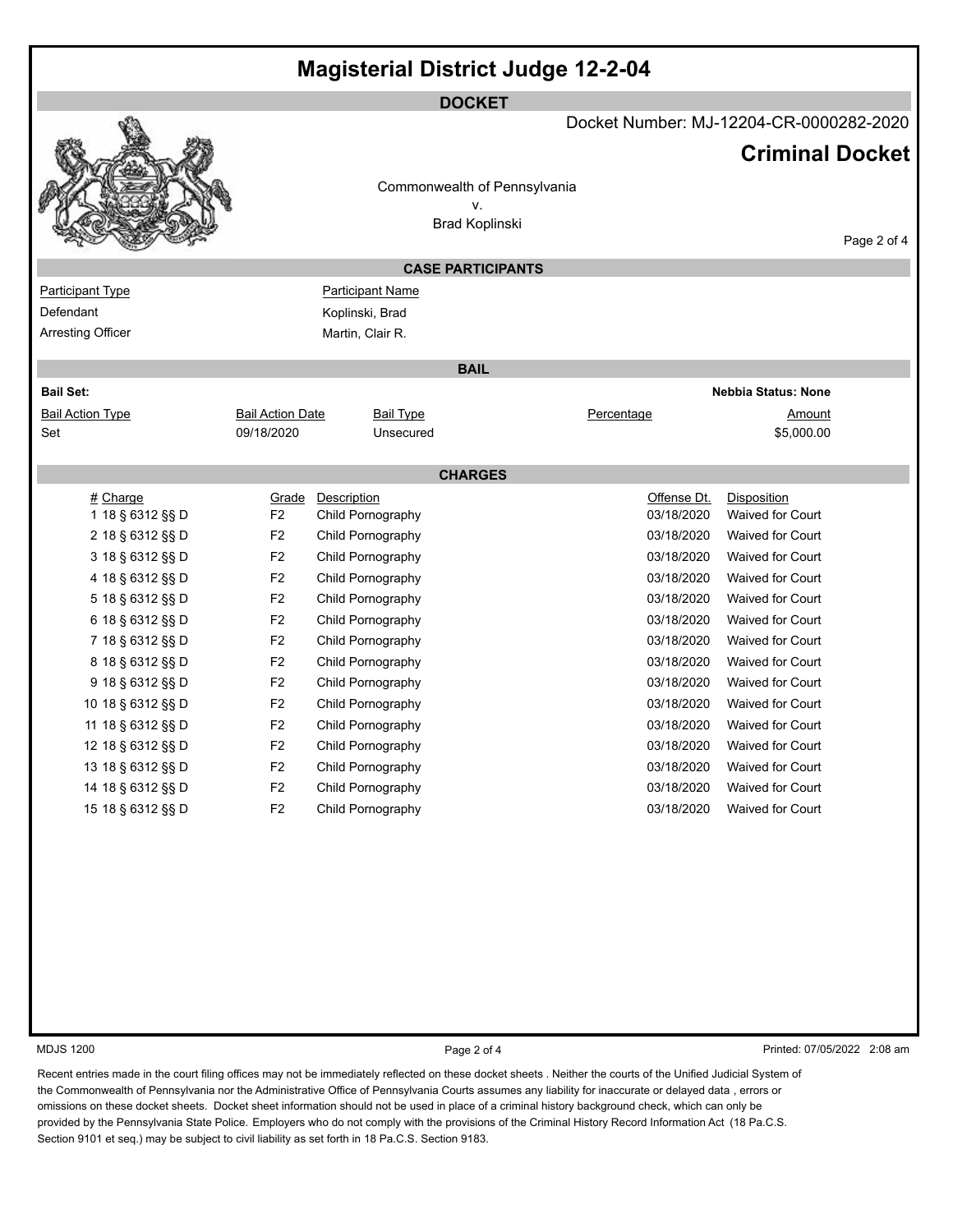# Magisterial District Judge 12-2-04

## DOCKET

Docket Number: MJ-12204-CR-0000282-2020

## Criminal Docket

Commonwealth of Pennsylvania
v.
Brad Koplinski

### CASE PARTICIPANTS

| Participant Type | Participant Name |
|---|---|
| Defendant | Koplinski, Brad |
| Arresting Officer | Martin, Clair R. |

### BAIL

**Bail Set:**

**Nebbia Status: None**

| Bail Action Type | Bail Action Date | Bail Type | Percentage | Amount |
|---|---|---|---|---|
| Set | 09/18/2020 | Unsecured | | $5,000.00 |

### CHARGES

| # | Charge | Grade | Description | Offense Dt. | Disposition |
|---|---|---|---|---|---|
| 1 | 18 § 6312 §§ D | F2 | Child Pornography | 03/18/2020 | Waived for Court |
| 2 | 18 § 6312 §§ D | F2 | Child Pornography | 03/18/2020 | Waived for Court |
| 3 | 18 § 6312 §§ D | F2 | Child Pornography | 03/18/2020 | Waived for Court |
| 4 | 18 § 6312 §§ D | F2 | Child Pornography | 03/18/2020 | Waived for Court |
| 5 | 18 § 6312 §§ D | F2 | Child Pornography | 03/18/2020 | Waived for Court |
| 6 | 18 § 6312 §§ D | F2 | Child Pornography | 03/18/2020 | Waived for Court |
| 7 | 18 § 6312 §§ D | F2 | Child Pornography | 03/18/2020 | Waived for Court |
| 8 | 18 § 6312 §§ D | F2 | Child Pornography | 03/18/2020 | Waived for Court |
| 9 | 18 § 6312 §§ D | F2 | Child Pornography | 03/18/2020 | Waived for Court |
| 10 | 18 § 6312 §§ D | F2 | Child Pornography | 03/18/2020 | Waived for Court |
| 11 | 18 § 6312 §§ D | F2 | Child Pornography | 03/18/2020 | Waived for Court |
| 12 | 18 § 6312 §§ D | F2 | Child Pornography | 03/18/2020 | Waived for Court |
| 13 | 18 § 6312 §§ D | F2 | Child Pornography | 03/18/2020 | Waived for Court |
| 14 | 18 § 6312 §§ D | F2 | Child Pornography | 03/18/2020 | Waived for Court |
| 15 | 18 § 6312 §§ D | F2 | Child Pornography | 03/18/2020 | Waived for Court |

MDJS 1200

Printed: 07/05/2022 2:08 am

Recent entries made in the court filing offices may not be immediately reflected on these docket sheets . Neither the courts of the Unified Judicial System of the Commonwealth of Pennsylvania nor the Administrative Office of Pennsylvania Courts assumes any liability for inaccurate or delayed data , errors or omissions on these docket sheets. Docket sheet information should not be used in place of a criminal history background check, which can only be provided by the Pennsylvania State Police. Employers who do not comply with the provisions of the Criminal History Record Information Act (18 Pa.C.S. Section 9101 et seq.) may be subject to civil liability as set forth in 18 Pa.C.S. Section 9183.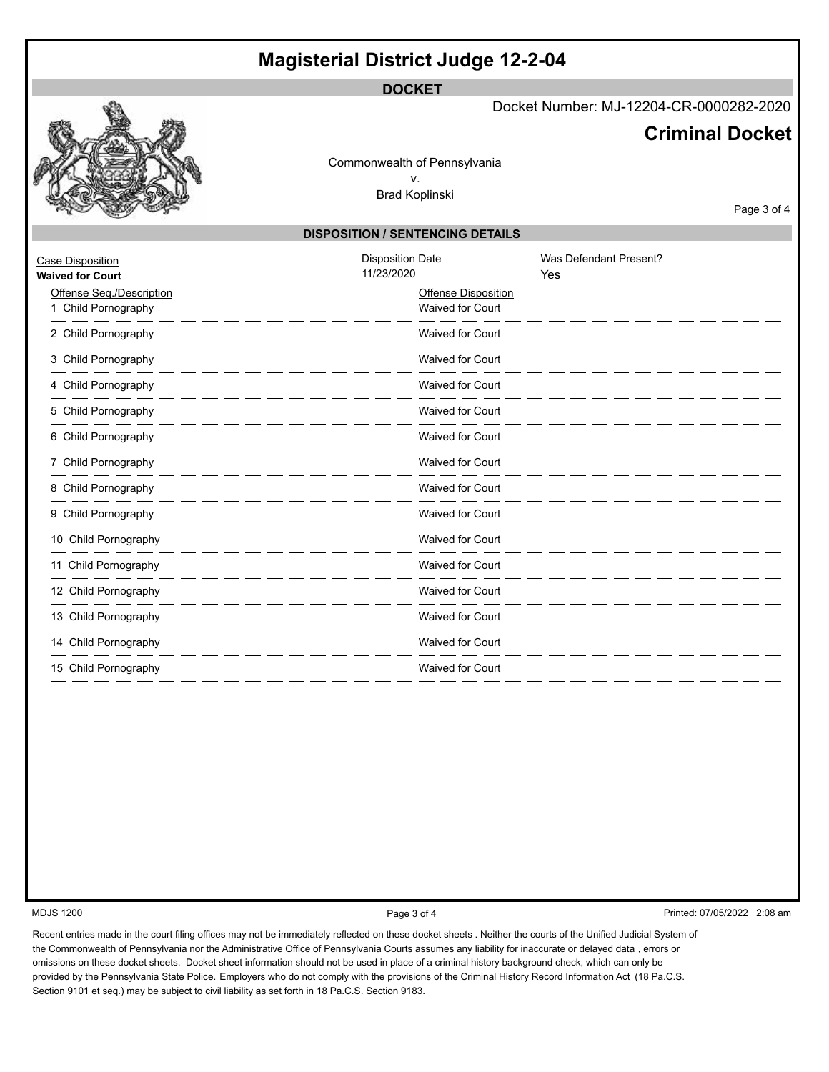# Magisterial District Judge 12-2-04

**DOCKET**

Docket Number: MJ-12204-CR-0000282-2020

## Criminal Docket

Commonwealth of Pennsylvania
v.
Brad Koplinski

### DISPOSITION / SENTENCING DETAILS

| Case Disposition | Disposition Date | Was Defendant Present? |
|---|---|---|
| **Waived for Court** | 11/23/2020 | Yes |

| Offense Seq./Description | Offense Disposition |
|---|---|
| 1 Child Pornography | Waived for Court |
| 2 Child Pornography | Waived for Court |
| 3 Child Pornography | Waived for Court |
| 4 Child Pornography | Waived for Court |
| 5 Child Pornography | Waived for Court |
| 6 Child Pornography | Waived for Court |
| 7 Child Pornography | Waived for Court |
| 8 Child Pornography | Waived for Court |
| 9 Child Pornography | Waived for Court |
| 10 Child Pornography | Waived for Court |
| 11 Child Pornography | Waived for Court |
| 12 Child Pornography | Waived for Court |
| 13 Child Pornography | Waived for Court |
| 14 Child Pornography | Waived for Court |
| 15 Child Pornography | Waived for Court |

MDJS 1200

Printed: 07/05/2022 2:08 am

Recent entries made in the court filing offices may not be immediately reflected on these docket sheets . Neither the courts of the Unified Judicial System of the Commonwealth of Pennsylvania nor the Administrative Office of Pennsylvania Courts assumes any liability for inaccurate or delayed data , errors or omissions on these docket sheets. Docket sheet information should not be used in place of a criminal history background check, which can only be provided by the Pennsylvania State Police. Employers who do not comply with the provisions of the Criminal History Record Information Act (18 Pa.C.S. Section 9101 et seq.) may be subject to civil liability as set forth in 18 Pa.C.S. Section 9183.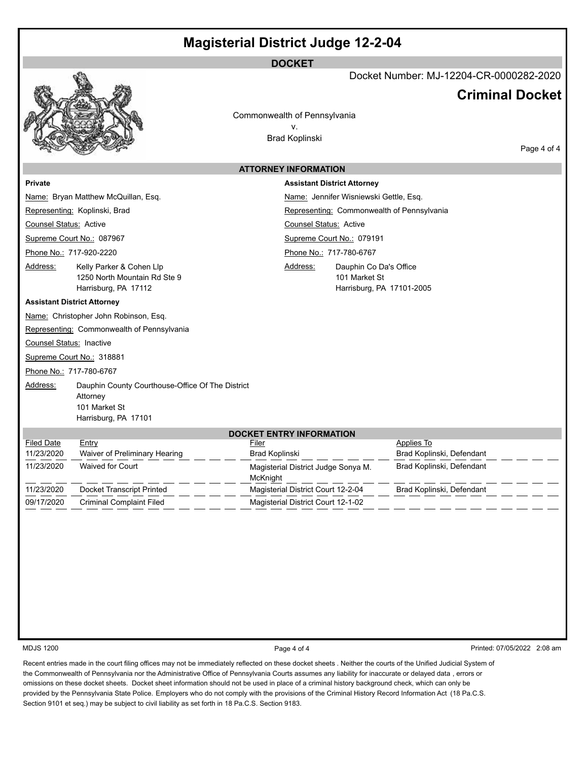# Magisterial District Judge 12-2-04

## DOCKET

Docket Number: MJ-12204-CR-0000282-2020

## Criminal Docket

Commonwealth of Pennsylvania
v.
Brad Koplinski

### ATTORNEY INFORMATION

**Private**

Name: Bryan Matthew McQuillan, Esq.
Representing: Koplinski, Brad
Counsel Status: Active
Supreme Court No.: 087967
Phone No.: 717-920-2220
Address: Kelly Parker & Cohen Llp
1250 North Mountain Rd Ste 9
Harrisburg, PA 17112

**Assistant District Attorney**

Name: Jennifer Wisniewski Gettle, Esq.
Representing: Commonwealth of Pennsylvania
Counsel Status: Active
Supreme Court No.: 079191
Phone No.: 717-780-6767
Address: Dauphin Co Da's Office
101 Market St
Harrisburg, PA 17101-2005

**Assistant District Attorney**

Name: Christopher John Robinson, Esq.
Representing: Commonwealth of Pennsylvania
Counsel Status: Inactive
Supreme Court No.: 318881
Phone No.: 717-780-6767
Address: Dauphin County Courthouse-Office Of The District Attorney
101 Market St
Harrisburg, PA 17101

### DOCKET ENTRY INFORMATION

| Filed Date | Entry | Filer | Applies To |
|---|---|---|---|
| 11/23/2020 | Waiver of Preliminary Hearing | Brad Koplinski | Brad Koplinski, Defendant |
| 11/23/2020 | Waived for Court | Magisterial District Judge Sonya M. McKnight | Brad Koplinski, Defendant |
| 11/23/2020 | Docket Transcript Printed | Magisterial District Court 12-2-04 | Brad Koplinski, Defendant |
| 09/17/2020 | Criminal Complaint Filed | Magisterial District Court 12-1-02 | |

MDJS 1200

Printed: 07/05/2022 2:08 am

Recent entries made in the court filing offices may not be immediately reflected on these docket sheets . Neither the courts of the Unified Judicial System of the Commonwealth of Pennsylvania nor the Administrative Office of Pennsylvania Courts assumes any liability for inaccurate or delayed data , errors or omissions on these docket sheets. Docket sheet information should not be used in place of a criminal history background check, which can only be provided by the Pennsylvania State Police. Employers who do not comply with the provisions of the Criminal History Record Information Act (18 Pa.C.S. Section 9101 et seq.) may be subject to civil liability as set forth in 18 Pa.C.S. Section 9183.